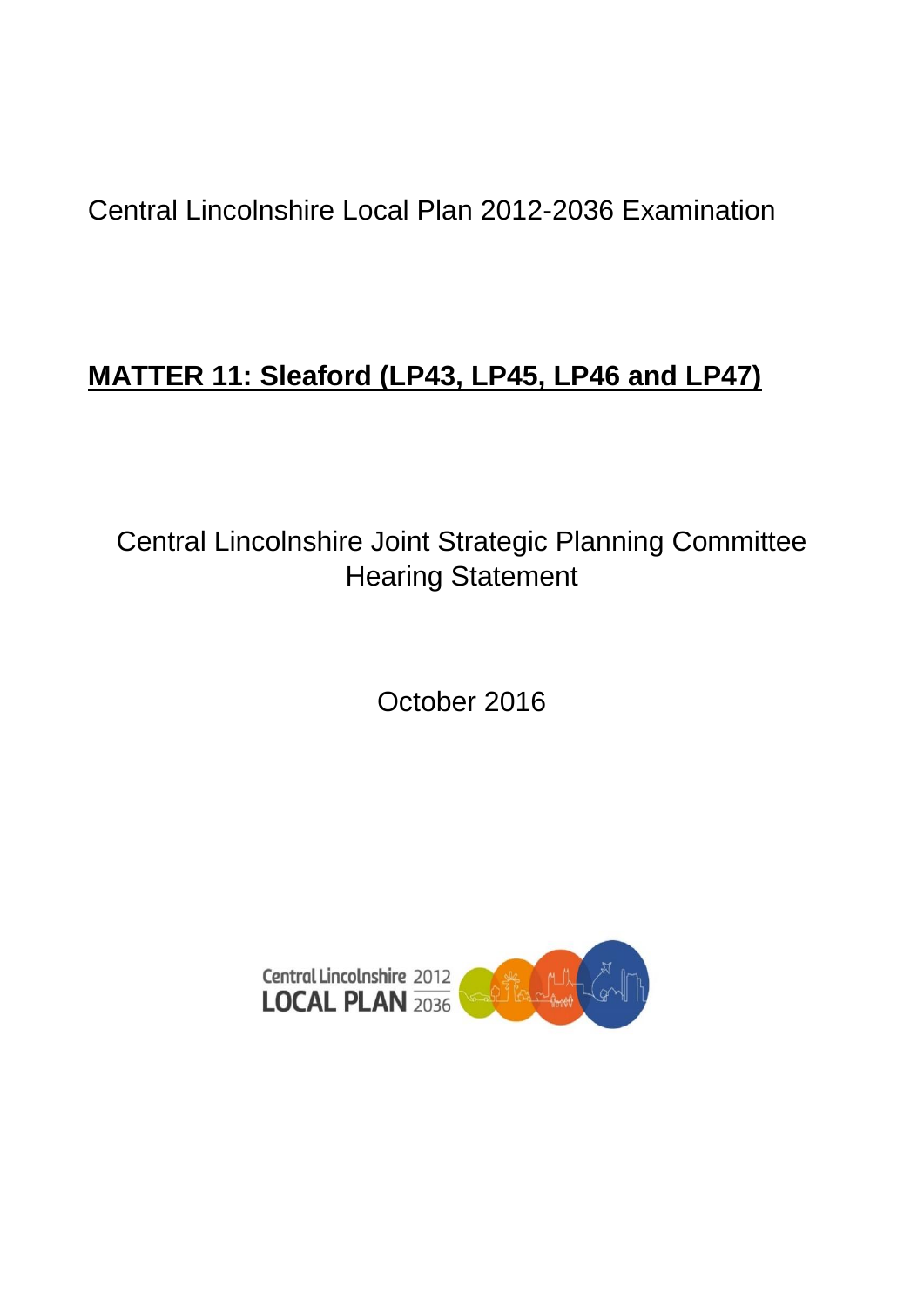Central Lincolnshire Local Plan 2012-2036 Examination

# MATTER 11: Sleaford (LP43, LP45, LP46 and LP47)

Central Lincolnshire Joint Strategic Planning Committee
Hearing Statement

October 2016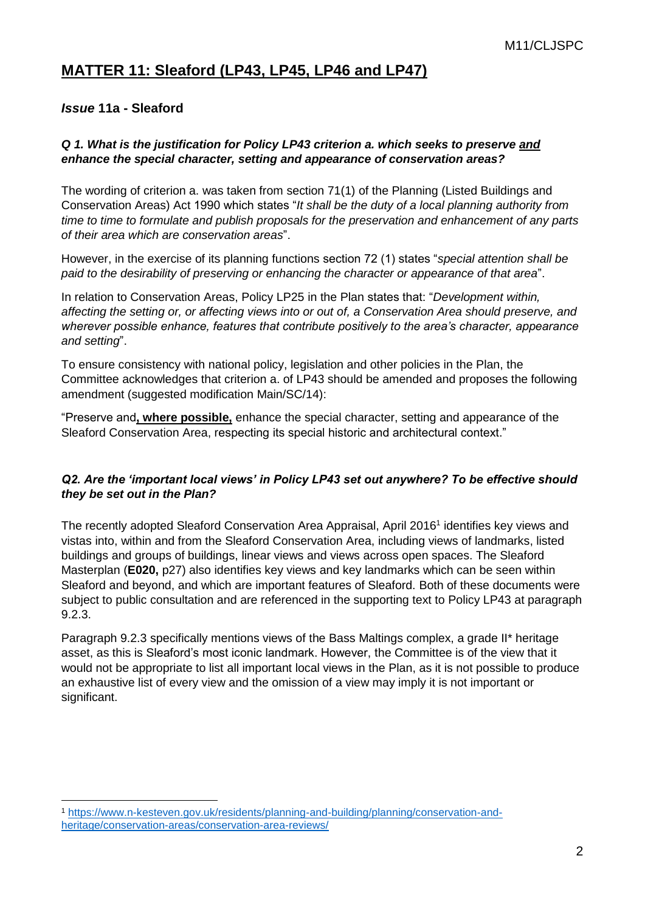# MATTER 11: Sleaford (LP43, LP45, LP46 and LP47)

### *Issue* 11a - Sleaford

#### *Q 1. What is the justification for Policy LP43 criterion a. which seeks to preserve and enhance the special character, setting and appearance of conservation areas?*

The wording of criterion a. was taken from section 71(1) of the Planning (Listed Buildings and Conservation Areas) Act 1990 which states "*It shall be the duty of a local planning authority from time to time to formulate and publish proposals for the preservation and enhancement of any parts of their area which are conservation areas*".

However, in the exercise of its planning functions section 72 (1) states "*special attention shall be paid to the desirability of preserving or enhancing the character or appearance of that area*".

In relation to Conservation Areas, Policy LP25 in the Plan states that: "*Development within, affecting the setting or, or affecting views into or out of, a Conservation Area should preserve, and wherever possible enhance, features that contribute positively to the area's character, appearance and setting*".

To ensure consistency with national policy, legislation and other policies in the Plan, the Committee acknowledges that criterion a. of LP43 should be amended and proposes the following amendment (suggested modification Main/SC/14):

"Preserve and**, where possible,** enhance the special character, setting and appearance of the Sleaford Conservation Area, respecting its special historic and architectural context."

#### *Q2. Are the 'important local views' in Policy LP43 set out anywhere? To be effective should they be set out in the Plan?*

The recently adopted Sleaford Conservation Area Appraisal, April 2016[1] identifies key views and vistas into, within and from the Sleaford Conservation Area, including views of landmarks, listed buildings and groups of buildings, linear views and views across open spaces. The Sleaford Masterplan (**E020,** p27) also identifies key views and key landmarks which can be seen within Sleaford and beyond, and which are important features of Sleaford. Both of these documents were subject to public consultation and are referenced in the supporting text to Policy LP43 at paragraph 9.2.3.

Paragraph 9.2.3 specifically mentions views of the Bass Maltings complex, a grade II* heritage asset, as this is Sleaford's most iconic landmark. However, the Committee is of the view that it would not be appropriate to list all important local views in the Plan, as it is not possible to produce an exhaustive list of every view and the omission of a view may imply it is not important or significant.

[1] https://www.n-kesteven.gov.uk/residents/planning-and-building/planning/conservation-and-heritage/conservation-areas/conservation-area-reviews/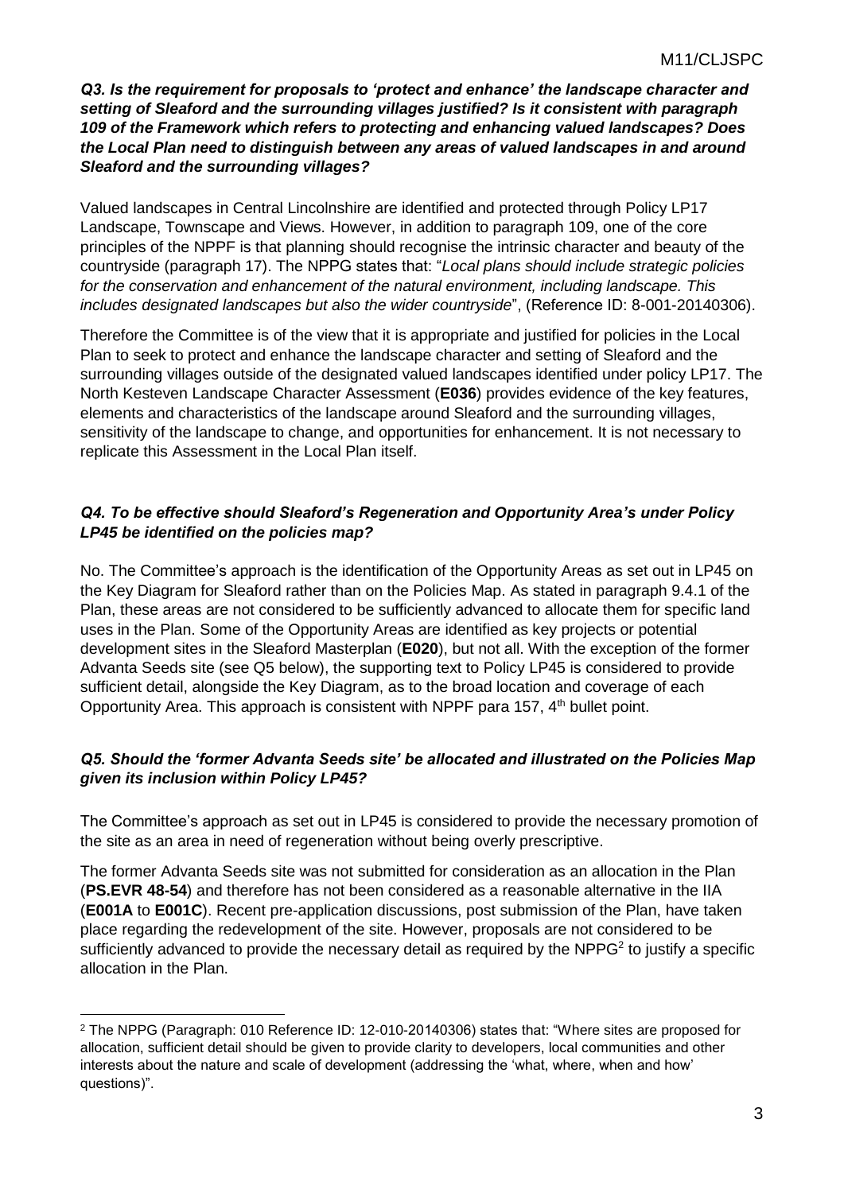***Q3. Is the requirement for proposals to 'protect and enhance' the landscape character and setting of Sleaford and the surrounding villages justified? Is it consistent with paragraph 109 of the Framework which refers to protecting and enhancing valued landscapes? Does the Local Plan need to distinguish between any areas of valued landscapes in and around Sleaford and the surrounding villages?***

Valued landscapes in Central Lincolnshire are identified and protected through Policy LP17 Landscape, Townscape and Views. However, in addition to paragraph 109, one of the core principles of the NPPF is that planning should recognise the intrinsic character and beauty of the countryside (paragraph 17). The NPPG states that: "*Local plans should include strategic policies for the conservation and enhancement of the natural environment, including landscape. This includes designated landscapes but also the wider countryside*", (Reference ID: 8-001-20140306).

Therefore the Committee is of the view that it is appropriate and justified for policies in the Local Plan to seek to protect and enhance the landscape character and setting of Sleaford and the surrounding villages outside of the designated valued landscapes identified under policy LP17. The North Kesteven Landscape Character Assessment (**E036**) provides evidence of the key features, elements and characteristics of the landscape around Sleaford and the surrounding villages, sensitivity of the landscape to change, and opportunities for enhancement. It is not necessary to replicate this Assessment in the Local Plan itself.

***Q4. To be effective should Sleaford's Regeneration and Opportunity Area's under Policy LP45 be identified on the policies map?***

No. The Committee's approach is the identification of the Opportunity Areas as set out in LP45 on the Key Diagram for Sleaford rather than on the Policies Map. As stated in paragraph 9.4.1 of the Plan, these areas are not considered to be sufficiently advanced to allocate them for specific land uses in the Plan. Some of the Opportunity Areas are identified as key projects or potential development sites in the Sleaford Masterplan (**E020**), but not all. With the exception of the former Advanta Seeds site (see Q5 below), the supporting text to Policy LP45 is considered to provide sufficient detail, alongside the Key Diagram, as to the broad location and coverage of each Opportunity Area. This approach is consistent with NPPF para 157, 4th bullet point.

***Q5. Should the 'former Advanta Seeds site' be allocated and illustrated on the Policies Map given its inclusion within Policy LP45?***

The Committee's approach as set out in LP45 is considered to provide the necessary promotion of the site as an area in need of regeneration without being overly prescriptive.

The former Advanta Seeds site was not submitted for consideration as an allocation in the Plan (**PS.EVR 48-54**) and therefore has not been considered as a reasonable alternative in the IIA (**E001A** to **E001C**). Recent pre-application discussions, post submission of the Plan, have taken place regarding the redevelopment of the site. However, proposals are not considered to be sufficiently advanced to provide the necessary detail as required by the NPPG[2] to justify a specific allocation in the Plan.

[2] The NPPG (Paragraph: 010 Reference ID: 12-010-20140306) states that: "Where sites are proposed for allocation, sufficient detail should be given to provide clarity to developers, local communities and other interests about the nature and scale of development (addressing the 'what, where, when and how' questions)".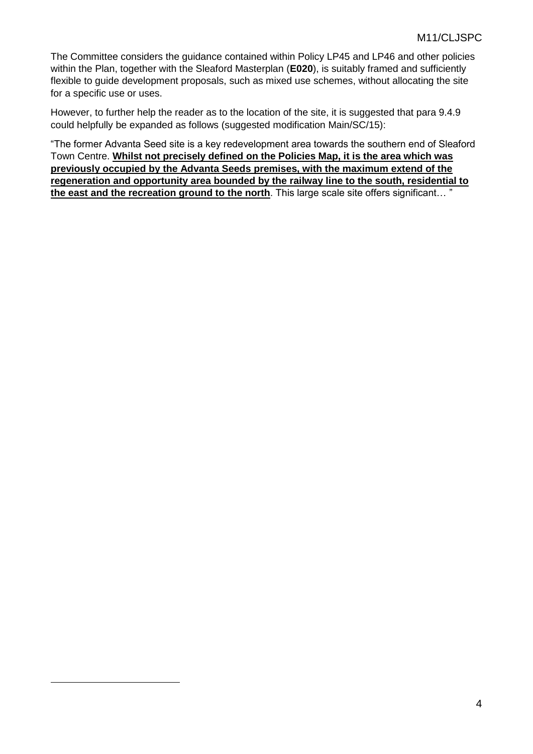The Committee considers the guidance contained within Policy LP45 and LP46 and other policies within the Plan, together with the Sleaford Masterplan (**E020**), is suitably framed and sufficiently flexible to guide development proposals, such as mixed use schemes, without allocating the site for a specific use or uses.

However, to further help the reader as to the location of the site, it is suggested that para 9.4.9 could helpfully be expanded as follows (suggested modification Main/SC/15):

"The former Advanta Seed site is a key redevelopment area towards the southern end of Sleaford Town Centre. **Whilst not precisely defined on the Policies Map, it is the area which was previously occupied by the Advanta Seeds premises, with the maximum extend of the regeneration and opportunity area bounded by the railway line to the south, residential to the east and the recreation ground to the north**. This large scale site offers significant… "